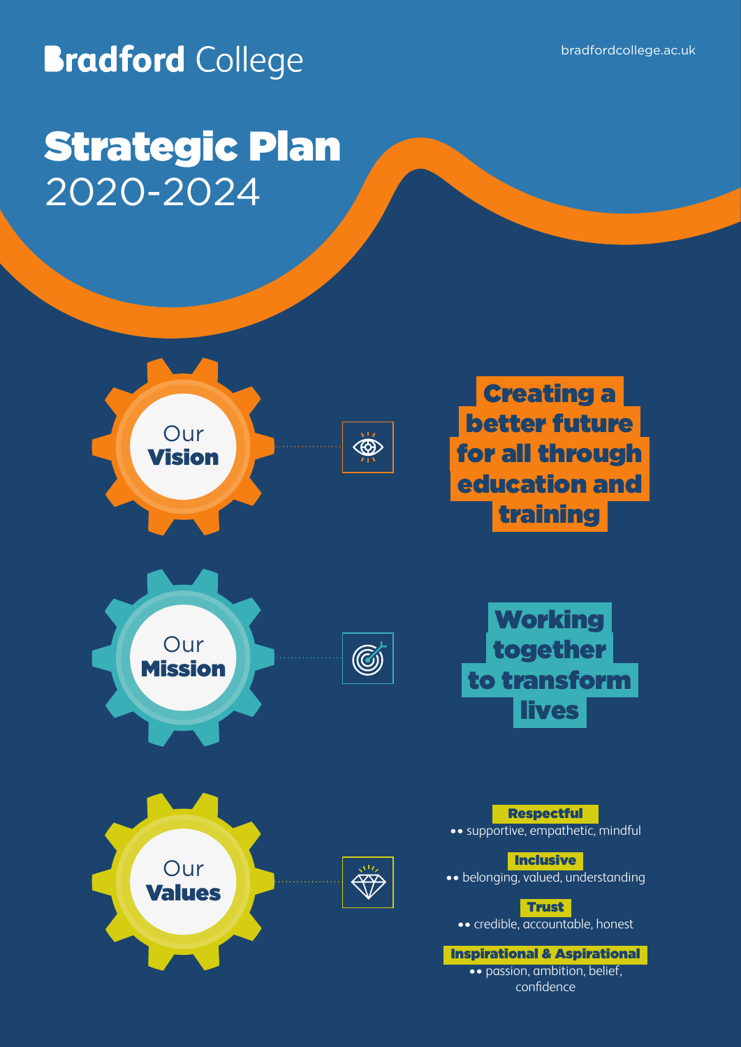**Bradford College**

bradfordcollege.ac.uk

# Strategic Plan 2020-2024

## Our Vision

Creating a better future for all through education and training

## Our Mission

Working together to transform lives

## Our Values

**Respectful**
•• supportive, empathetic, mindful

**Inclusive**
•• belonging, valued, understanding

**Trust**
•• credible, accountable, honest

**Inspirational & Aspirational**
•• passion, ambition, belief, confidence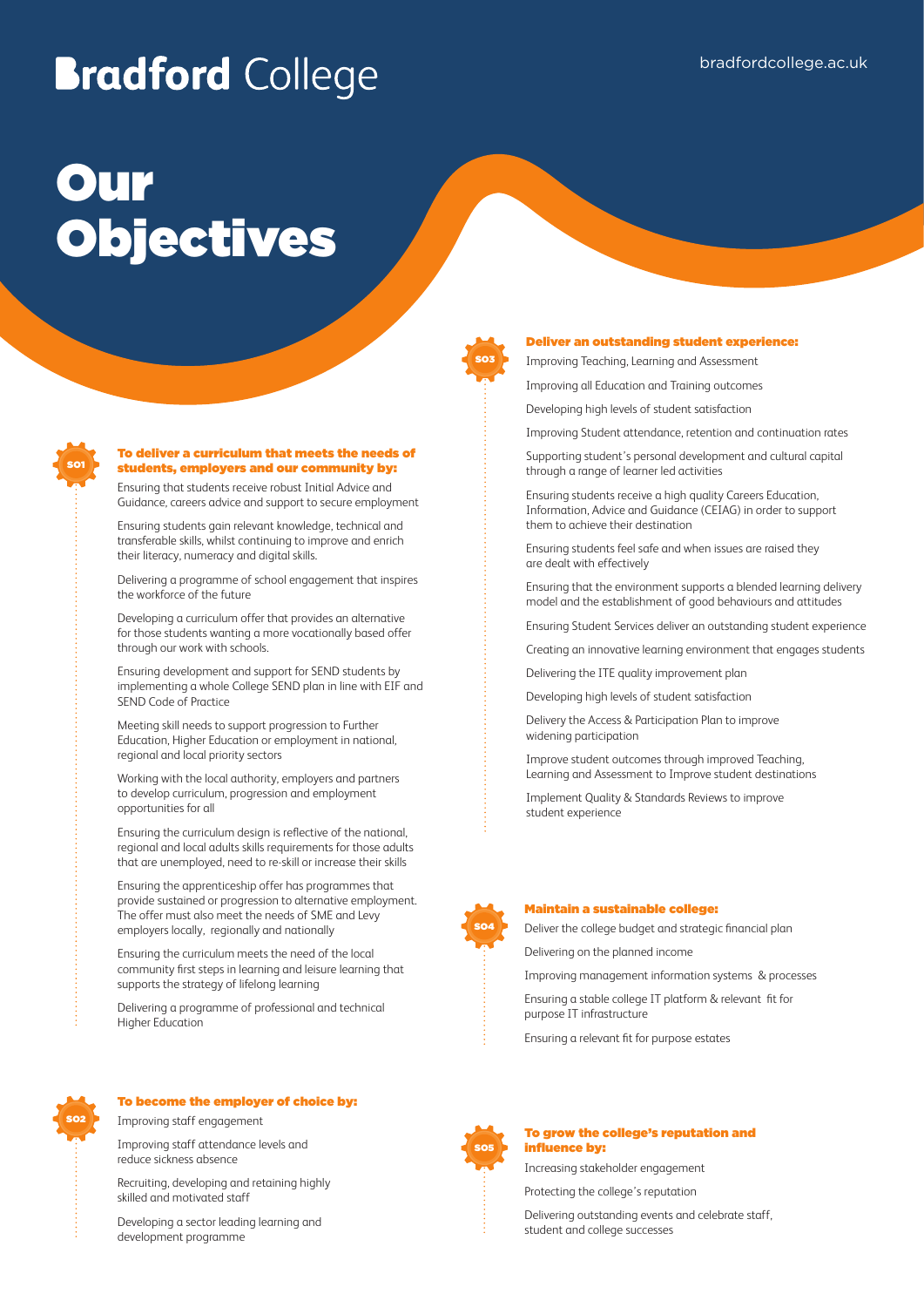# Bradford College

bradfordcollege.ac.uk

# Our Objectives

## SO1

### To deliver a curriculum that meets the needs of students, employers and our community by:

Ensuring that students receive robust Initial Advice and Guidance, careers advice and support to secure employment

Ensuring students gain relevant knowledge, technical and transferable skills, whilst continuing to improve and enrich their literacy, numeracy and digital skills.

Delivering a programme of school engagement that inspires the workforce of the future

Developing a curriculum offer that provides an alternative for those students wanting a more vocationally based offer through our work with schools.

Ensuring development and support for SEND students by implementing a whole College SEND plan in line with EIF and SEND Code of Practice

Meeting skill needs to support progression to Further Education, Higher Education or employment in national, regional and local priority sectors

Working with the local authority, employers and partners to develop curriculum, progression and employment opportunities for all

Ensuring the curriculum design is reflective of the national, regional and local adults skills requirements for those adults that are unemployed, need to re-skill or increase their skills

Ensuring the apprenticeship offer has programmes that provide sustained or progression to alternative employment. The offer must also meet the needs of SME and Levy employers locally, regionally and nationally

Ensuring the curriculum meets the need of the local community first steps in learning and leisure learning that supports the strategy of lifelong learning

Delivering a programme of professional and technical Higher Education

## SO2

### To become the employer of choice by:

Improving staff engagement

Improving staff attendance levels and reduce sickness absence

Recruiting, developing and retaining highly skilled and motivated staff

Developing a sector leading learning and development programme

## SO3

### Deliver an outstanding student experience:

Improving Teaching, Learning and Assessment

Improving all Education and Training outcomes

Developing high levels of student satisfaction

Improving Student attendance, retention and continuation rates

Supporting student's personal development and cultural capital through a range of learner led activities

Ensuring students receive a high quality Careers Education, Information, Advice and Guidance (CEIAG) in order to support them to achieve their destination

Ensuring students feel safe and when issues are raised they are dealt with effectively

Ensuring that the environment supports a blended learning delivery model and the establishment of good behaviours and attitudes

Ensuring Student Services deliver an outstanding student experience

Creating an innovative learning environment that engages students

Delivering the ITE quality improvement plan

Developing high levels of student satisfaction

Delivery the Access & Participation Plan to improve widening participation

Improve student outcomes through improved Teaching, Learning and Assessment to Improve student destinations

Implement Quality & Standards Reviews to improve student experience

## SO4

### Maintain a sustainable college:

Deliver the college budget and strategic financial plan

Delivering on the planned income

Improving management information systems & processes

Ensuring a stable college IT platform & relevant fit for purpose IT infrastructure

Ensuring a relevant fit for purpose estates

## SO5

### To grow the college's reputation and influence by:

Increasing stakeholder engagement

Protecting the college's reputation

Delivering outstanding events and celebrate staff, student and college successes